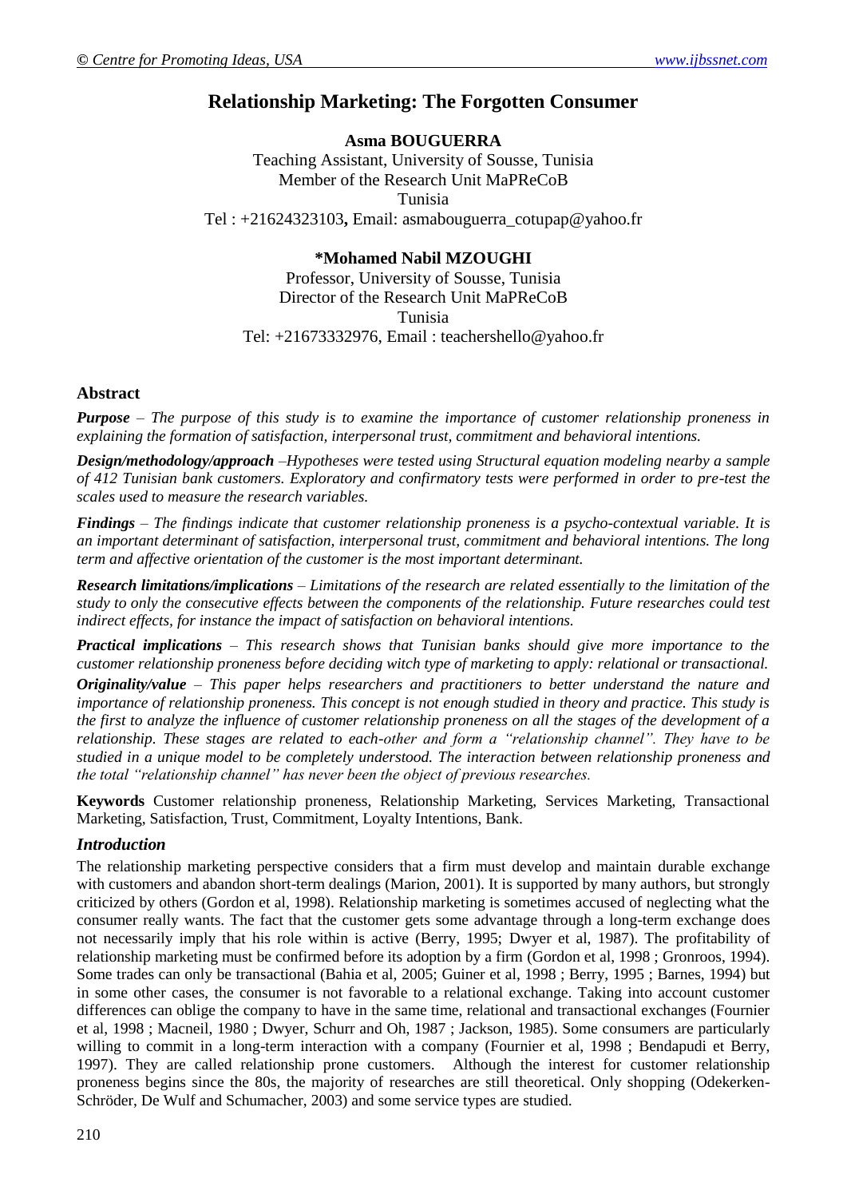# Relationship Marketing: The Forgotten Consumer

**Asma BOUGUERRA**

Teaching Assistant, University of Sousse, Tunisia
Member of the Research Unit MaPReCoB
Tunisia
Tel : +21624323103**,** Email: asmabouguerra_cotupap@yahoo.fr

**\*Mohamed Nabil MZOUGHI**

Professor, University of Sousse, Tunisia
Director of the Research Unit MaPReCoB
Tunisia
Tel: +21673332976, Email : teachershello@yahoo.fr

## Abstract

***Purpose*** *– The purpose of this study is to examine the importance of customer relationship proneness in explaining the formation of satisfaction, interpersonal trust, commitment and behavioral intentions.*

***Design/methodology/approach*** *–Hypotheses were tested using Structural equation modeling nearby a sample of 412 Tunisian bank customers. Exploratory and confirmatory tests were performed in order to pre-test the scales used to measure the research variables.*

***Findings*** *– The findings indicate that customer relationship proneness is a psycho-contextual variable. It is an important determinant of satisfaction, interpersonal trust, commitment and behavioral intentions. The long term and affective orientation of the customer is the most important determinant.*

***Research limitations/implications*** *– Limitations of the research are related essentially to the limitation of the study to only the consecutive effects between the components of the relationship. Future researches could test indirect effects, for instance the impact of satisfaction on behavioral intentions.*

***Practical implications*** *– This research shows that Tunisian banks should give more importance to the customer relationship proneness before deciding witch type of marketing to apply: relational or transactional.*

***Originality/value*** *– This paper helps researchers and practitioners to better understand the nature and importance of relationship proneness. This concept is not enough studied in theory and practice. This study is the first to analyze the influence of customer relationship proneness on all the stages of the development of a relationship. These stages are related to each-other and form a "relationship channel". They have to be studied in a unique model to be completely understood. The interaction between relationship proneness and the total "relationship channel" has never been the object of previous researches.*

**Keywords** Customer relationship proneness, Relationship Marketing, Services Marketing, Transactional Marketing, Satisfaction, Trust, Commitment, Loyalty Intentions, Bank.

## *Introduction*

The relationship marketing perspective considers that a firm must develop and maintain durable exchange with customers and abandon short-term dealings (Marion, 2001). It is supported by many authors, but strongly criticized by others (Gordon et al, 1998). Relationship marketing is sometimes accused of neglecting what the consumer really wants. The fact that the customer gets some advantage through a long-term exchange does not necessarily imply that his role within is active (Berry, 1995; Dwyer et al, 1987). The profitability of relationship marketing must be confirmed before its adoption by a firm (Gordon et al, 1998 ; Gronroos, 1994). Some trades can only be transactional (Bahia et al, 2005; Guiner et al, 1998 ; Berry, 1995 ; Barnes, 1994) but in some other cases, the consumer is not favorable to a relational exchange. Taking into account customer differences can oblige the company to have in the same time, relational and transactional exchanges (Fournier et al, 1998 ; Macneil, 1980 ; Dwyer, Schurr and Oh, 1987 ; Jackson, 1985). Some consumers are particularly willing to commit in a long-term interaction with a company (Fournier et al, 1998 ; Bendapudi et Berry, 1997). They are called relationship prone customers. Although the interest for customer relationship proneness begins since the 80s, the majority of researches are still theoretical. Only shopping (Odekerken-Schröder, De Wulf and Schumacher, 2003) and some service types are studied.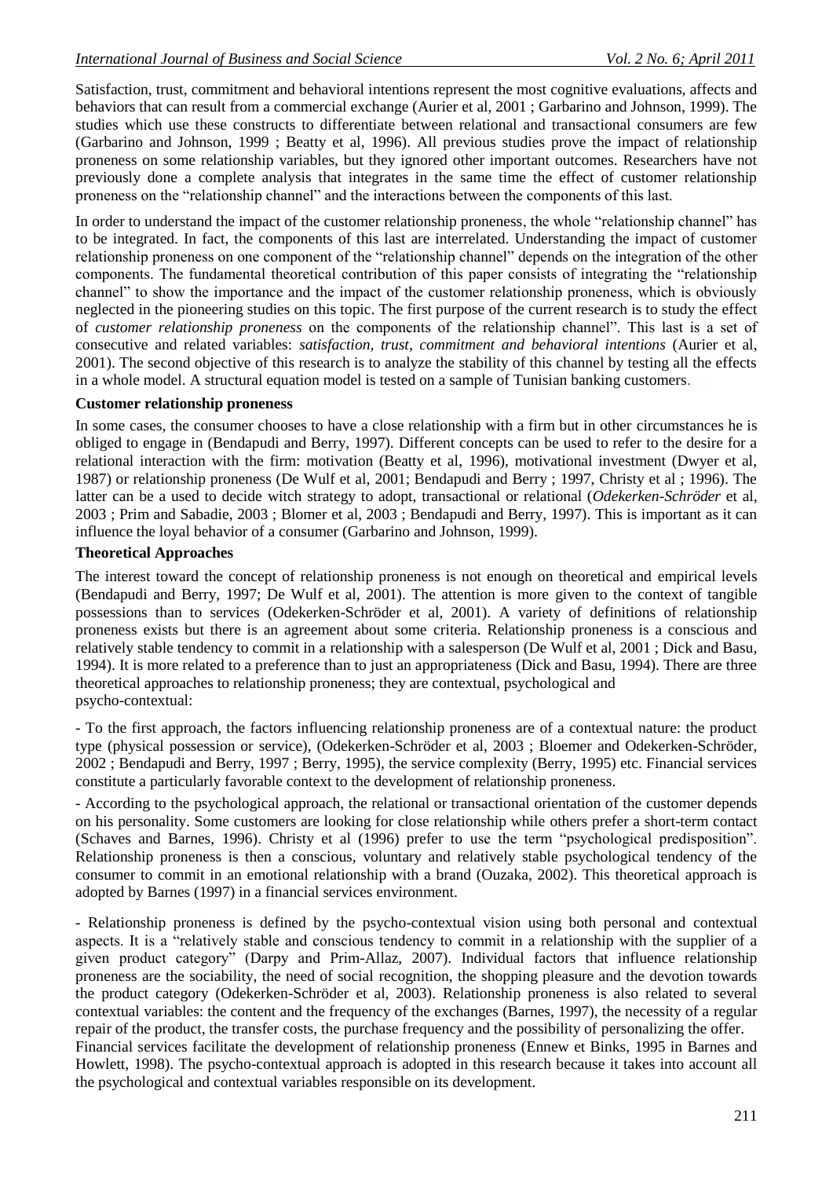Satisfaction, trust, commitment and behavioral intentions represent the most cognitive evaluations, affects and behaviors that can result from a commercial exchange (Aurier et al, 2001 ; Garbarino and Johnson, 1999). The studies which use these constructs to differentiate between relational and transactional consumers are few (Garbarino and Johnson, 1999 ; Beatty et al, 1996). All previous studies prove the impact of relationship proneness on some relationship variables, but they ignored other important outcomes. Researchers have not previously done a complete analysis that integrates in the same time the effect of customer relationship proneness on the "relationship channel" and the interactions between the components of this last.

In order to understand the impact of the customer relationship proneness, the whole "relationship channel" has to be integrated. In fact, the components of this last are interrelated. Understanding the impact of customer relationship proneness on one component of the "relationship channel" depends on the integration of the other components. The fundamental theoretical contribution of this paper consists of integrating the "relationship channel" to show the importance and the impact of the customer relationship proneness, which is obviously neglected in the pioneering studies on this topic. The first purpose of the current research is to study the effect of *customer relationship proneness* on the components of the relationship channel". This last is a set of consecutive and related variables: *satisfaction, trust, commitment and behavioral intentions* (Aurier et al, 2001). The second objective of this research is to analyze the stability of this channel by testing all the effects in a whole model. A structural equation model is tested on a sample of Tunisian banking customers.

**Customer relationship proneness**

In some cases, the consumer chooses to have a close relationship with a firm but in other circumstances he is obliged to engage in (Bendapudi and Berry, 1997). Different concepts can be used to refer to the desire for a relational interaction with the firm: motivation (Beatty et al, 1996), motivational investment (Dwyer et al, 1987) or relationship proneness (De Wulf et al, 2001; Bendapudi and Berry ; 1997, Christy et al ; 1996). The latter can be a used to decide witch strategy to adopt, transactional or relational (*Odekerken-Schröder* et al, 2003 ; Prim and Sabadie, 2003 ; Blomer et al, 2003 ; Bendapudi and Berry, 1997). This is important as it can influence the loyal behavior of a consumer (Garbarino and Johnson, 1999).

**Theoretical Approaches**

The interest toward the concept of relationship proneness is not enough on theoretical and empirical levels (Bendapudi and Berry, 1997; De Wulf et al, 2001). The attention is more given to the context of tangible possessions than to services (Odekerken-Schröder et al, 2001). A variety of definitions of relationship proneness exists but there is an agreement about some criteria. Relationship proneness is a conscious and relatively stable tendency to commit in a relationship with a salesperson (De Wulf et al, 2001 ; Dick and Basu, 1994). It is more related to a preference than to just an appropriateness (Dick and Basu, 1994). There are three theoretical approaches to relationship proneness; they are contextual, psychological and psycho-contextual:

- To the first approach, the factors influencing relationship proneness are of a contextual nature: the product type (physical possession or service), (Odekerken-Schröder et al, 2003 ; Bloemer and Odekerken-Schröder, 2002 ; Bendapudi and Berry, 1997 ; Berry, 1995), the service complexity (Berry, 1995) etc. Financial services constitute a particularly favorable context to the development of relationship proneness.

- According to the psychological approach, the relational or transactional orientation of the customer depends on his personality. Some customers are looking for close relationship while others prefer a short-term contact (Schaves and Barnes, 1996). Christy et al (1996) prefer to use the term "psychological predisposition". Relationship proneness is then a conscious, voluntary and relatively stable psychological tendency of the consumer to commit in an emotional relationship with a brand (Ouzaka, 2002). This theoretical approach is adopted by Barnes (1997) in a financial services environment.

- Relationship proneness is defined by the psycho-contextual vision using both personal and contextual aspects. It is a "relatively stable and conscious tendency to commit in a relationship with the supplier of a given product category" (Darpy and Prim-Allaz, 2007). Individual factors that influence relationship proneness are the sociability, the need of social recognition, the shopping pleasure and the devotion towards the product category (Odekerken-Schröder et al, 2003). Relationship proneness is also related to several contextual variables: the content and the frequency of the exchanges (Barnes, 1997), the necessity of a regular repair of the product, the transfer costs, the purchase frequency and the possibility of personalizing the offer.

Financial services facilitate the development of relationship proneness (Ennew et Binks, 1995 in Barnes and Howlett, 1998). The psycho-contextual approach is adopted in this research because it takes into account all the psychological and contextual variables responsible on its development.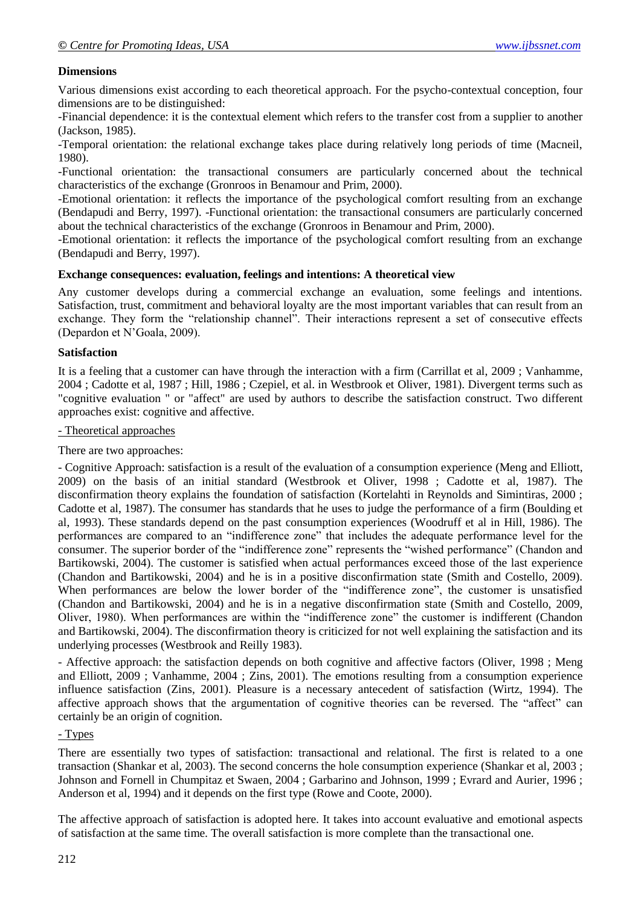**Dimensions**

Various dimensions exist according to each theoretical approach. For the psycho-contextual conception, four dimensions are to be distinguished:

-Financial dependence: it is the contextual element which refers to the transfer cost from a supplier to another (Jackson, 1985).

-Temporal orientation: the relational exchange takes place during relatively long periods of time (Macneil, 1980).

-Functional orientation: the transactional consumers are particularly concerned about the technical characteristics of the exchange (Gronroos in Benamour and Prim, 2000).

-Emotional orientation: it reflects the importance of the psychological comfort resulting from an exchange (Bendapudi and Berry, 1997). -Functional orientation: the transactional consumers are particularly concerned about the technical characteristics of the exchange (Gronroos in Benamour and Prim, 2000).

-Emotional orientation: it reflects the importance of the psychological comfort resulting from an exchange (Bendapudi and Berry, 1997).

**Exchange consequences: evaluation, feelings and intentions: A theoretical view**

Any customer develops during a commercial exchange an evaluation, some feelings and intentions. Satisfaction, trust, commitment and behavioral loyalty are the most important variables that can result from an exchange. They form the "relationship channel". Their interactions represent a set of consecutive effects (Depardon et N'Goala, 2009).

**Satisfaction**

It is a feeling that a customer can have through the interaction with a firm (Carrillat et al, 2009 ; Vanhamme, 2004 ; Cadotte et al, 1987 ; Hill, 1986 ; Czepiel, et al. in Westbrook et Oliver, 1981). Divergent terms such as "cognitive evaluation " or "affect" are used by authors to describe the satisfaction construct. Two different approaches exist: cognitive and affective.

- Theoretical approaches

There are two approaches:

- Cognitive Approach: satisfaction is a result of the evaluation of a consumption experience (Meng and Elliott, 2009) on the basis of an initial standard (Westbrook et Oliver, 1998 ; Cadotte et al, 1987). The disconfirmation theory explains the foundation of satisfaction (Kortelahti in Reynolds and Simintiras, 2000 ; Cadotte et al, 1987). The consumer has standards that he uses to judge the performance of a firm (Boulding et al, 1993). These standards depend on the past consumption experiences (Woodruff et al in Hill, 1986). The performances are compared to an "indifference zone" that includes the adequate performance level for the consumer. The superior border of the "indifference zone" represents the "wished performance" (Chandon and Bartikowski, 2004). The customer is satisfied when actual performances exceed those of the last experience (Chandon and Bartikowski, 2004) and he is in a positive disconfirmation state (Smith and Costello, 2009). When performances are below the lower border of the "indifference zone", the customer is unsatisfied (Chandon and Bartikowski, 2004) and he is in a negative disconfirmation state (Smith and Costello, 2009, Oliver, 1980). When performances are within the "indifference zone" the customer is indifferent (Chandon and Bartikowski, 2004). The disconfirmation theory is criticized for not well explaining the satisfaction and its underlying processes (Westbrook and Reilly 1983).

- Affective approach: the satisfaction depends on both cognitive and affective factors (Oliver, 1998 ; Meng and Elliott, 2009 ; Vanhamme, 2004 ; Zins, 2001). The emotions resulting from a consumption experience influence satisfaction (Zins, 2001). Pleasure is a necessary antecedent of satisfaction (Wirtz, 1994). The affective approach shows that the argumentation of cognitive theories can be reversed. The "affect" can certainly be an origin of cognition.

- Types

There are essentially two types of satisfaction: transactional and relational. The first is related to a one transaction (Shankar et al, 2003). The second concerns the hole consumption experience (Shankar et al, 2003 ; Johnson and Fornell in Chumpitaz et Swaen, 2004 ; Garbarino and Johnson, 1999 ; Evrard and Aurier, 1996 ; Anderson et al, 1994) and it depends on the first type (Rowe and Coote, 2000).

The affective approach of satisfaction is adopted here. It takes into account evaluative and emotional aspects of satisfaction at the same time. The overall satisfaction is more complete than the transactional one.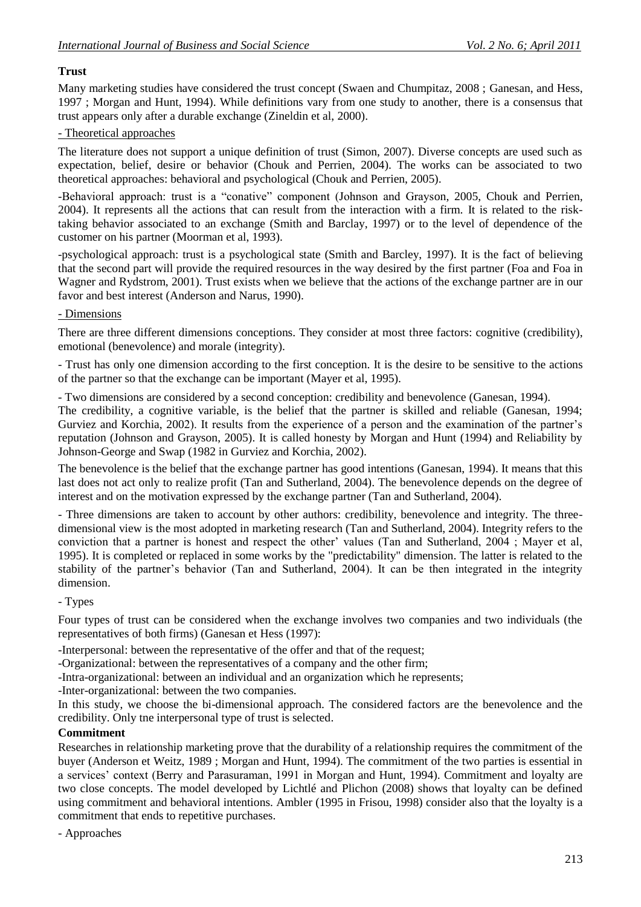**Trust**

Many marketing studies have considered the trust concept (Swaen and Chumpitaz, 2008 ; Ganesan, and Hess, 1997 ; Morgan and Hunt, 1994). While definitions vary from one study to another, there is a consensus that trust appears only after a durable exchange (Zineldin et al, 2000).

- Theoretical approaches

The literature does not support a unique definition of trust (Simon, 2007). Diverse concepts are used such as expectation, belief, desire or behavior (Chouk and Perrien, 2004). The works can be associated to two theoretical approaches: behavioral and psychological (Chouk and Perrien, 2005).

-Behavioral approach: trust is a "conative" component (Johnson and Grayson, 2005, Chouk and Perrien, 2004). It represents all the actions that can result from the interaction with a firm. It is related to the risk-taking behavior associated to an exchange (Smith and Barclay, 1997) or to the level of dependence of the customer on his partner (Moorman et al, 1993).

-psychological approach: trust is a psychological state (Smith and Barcley, 1997). It is the fact of believing that the second part will provide the required resources in the way desired by the first partner (Foa and Foa in Wagner and Rydstrom, 2001). Trust exists when we believe that the actions of the exchange partner are in our favor and best interest (Anderson and Narus, 1990).

- Dimensions

There are three different dimensions conceptions. They consider at most three factors: cognitive (credibility), emotional (benevolence) and morale (integrity).

- Trust has only one dimension according to the first conception. It is the desire to be sensitive to the actions of the partner so that the exchange can be important (Mayer et al, 1995).

- Two dimensions are considered by a second conception: credibility and benevolence (Ganesan, 1994).

The credibility, a cognitive variable, is the belief that the partner is skilled and reliable (Ganesan, 1994; Gurviez and Korchia, 2002). It results from the experience of a person and the examination of the partner's reputation (Johnson and Grayson, 2005). It is called honesty by Morgan and Hunt (1994) and Reliability by Johnson-George and Swap (1982 in Gurviez and Korchia, 2002).

The benevolence is the belief that the exchange partner has good intentions (Ganesan, 1994). It means that this last does not act only to realize profit (Tan and Sutherland, 2004). The benevolence depends on the degree of interest and on the motivation expressed by the exchange partner (Tan and Sutherland, 2004).

- Three dimensions are taken to account by other authors: credibility, benevolence and integrity. The three-dimensional view is the most adopted in marketing research (Tan and Sutherland, 2004). Integrity refers to the conviction that a partner is honest and respect the other' values (Tan and Sutherland, 2004 ; Mayer et al, 1995). It is completed or replaced in some works by the "predictability" dimension. The latter is related to the stability of the partner's behavior (Tan and Sutherland, 2004). It can be then integrated in the integrity dimension.

- Types

Four types of trust can be considered when the exchange involves two companies and two individuals (the representatives of both firms) (Ganesan et Hess (1997):

-Interpersonal: between the representative of the offer and that of the request;

-Organizational: between the representatives of a company and the other firm;

-Intra-organizational: between an individual and an organization which he represents;

-Inter-organizational: between the two companies.

In this study, we choose the bi-dimensional approach. The considered factors are the benevolence and the credibility. Only tne interpersonal type of trust is selected.

**Commitment**

Researches in relationship marketing prove that the durability of a relationship requires the commitment of the buyer (Anderson et Weitz, 1989 ; Morgan and Hunt, 1994). The commitment of the two parties is essential in a services' context (Berry and Parasuraman, 1991 in Morgan and Hunt, 1994). Commitment and loyalty are two close concepts. The model developed by Lichtlé and Plichon (2008) shows that loyalty can be defined using commitment and behavioral intentions. Ambler (1995 in Frisou, 1998) consider also that the loyalty is a commitment that ends to repetitive purchases.

- Approaches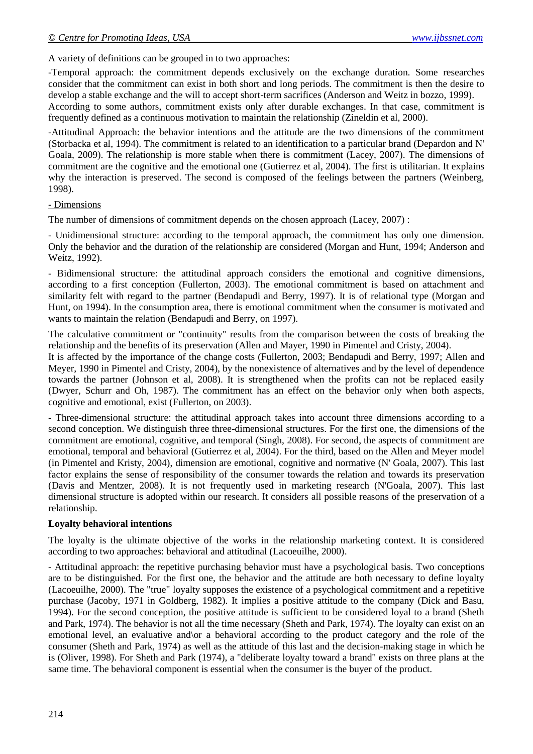A variety of definitions can be grouped in to two approaches:

-Temporal approach: the commitment depends exclusively on the exchange duration. Some researches consider that the commitment can exist in both short and long periods. The commitment is then the desire to develop a stable exchange and the will to accept short-term sacrifices (Anderson and Weitz in bozzo, 1999). According to some authors, commitment exists only after durable exchanges. In that case, commitment is frequently defined as a continuous motivation to maintain the relationship (Zineldin et al, 2000).

-Attitudinal Approach: the behavior intentions and the attitude are the two dimensions of the commitment (Storbacka et al, 1994). The commitment is related to an identification to a particular brand (Depardon and N' Goala, 2009). The relationship is more stable when there is commitment (Lacey, 2007). The dimensions of commitment are the cognitive and the emotional one (Gutierrez et al, 2004). The first is utilitarian. It explains why the interaction is preserved. The second is composed of the feelings between the partners (Weinberg, 1998).

- Dimensions

The number of dimensions of commitment depends on the chosen approach (Lacey, 2007) :

- Unidimensional structure: according to the temporal approach, the commitment has only one dimension. Only the behavior and the duration of the relationship are considered (Morgan and Hunt, 1994; Anderson and Weitz, 1992).

- Bidimensional structure: the attitudinal approach considers the emotional and cognitive dimensions, according to a first conception (Fullerton, 2003). The emotional commitment is based on attachment and similarity felt with regard to the partner (Bendapudi and Berry, 1997). It is of relational type (Morgan and Hunt, on 1994). In the consumption area, there is emotional commitment when the consumer is motivated and wants to maintain the relation (Bendapudi and Berry, on 1997).

The calculative commitment or "continuity" results from the comparison between the costs of breaking the relationship and the benefits of its preservation (Allen and Mayer, 1990 in Pimentel and Cristy, 2004). It is affected by the importance of the change costs (Fullerton, 2003; Bendapudi and Berry, 1997; Allen and Meyer, 1990 in Pimentel and Cristy, 2004), by the nonexistence of alternatives and by the level of dependence towards the partner (Johnson et al, 2008). It is strengthened when the profits can not be replaced easily (Dwyer, Schurr and Oh, 1987). The commitment has an effect on the behavior only when both aspects, cognitive and emotional, exist (Fullerton, on 2003).

- Three-dimensional structure: the attitudinal approach takes into account three dimensions according to a second conception. We distinguish three three-dimensional structures. For the first one, the dimensions of the commitment are emotional, cognitive, and temporal (Singh, 2008). For second, the aspects of commitment are emotional, temporal and behavioral (Gutierrez et al, 2004). For the third, based on the Allen and Meyer model (in Pimentel and Kristy, 2004), dimension are emotional, cognitive and normative (N' Goala, 2007). This last factor explains the sense of responsibility of the consumer towards the relation and towards its preservation (Davis and Mentzer, 2008). It is not frequently used in marketing research (N'Goala, 2007). This last dimensional structure is adopted within our research. It considers all possible reasons of the preservation of a relationship.

**Loyalty behavioral intentions**

The loyalty is the ultimate objective of the works in the relationship marketing context. It is considered according to two approaches: behavioral and attitudinal (Lacoeuilhe, 2000).

- Attitudinal approach: the repetitive purchasing behavior must have a psychological basis. Two conceptions are to be distinguished. For the first one, the behavior and the attitude are both necessary to define loyalty (Lacoeuilhe, 2000). The "true" loyalty supposes the existence of a psychological commitment and a repetitive purchase (Jacoby, 1971 in Goldberg, 1982). It implies a positive attitude to the company (Dick and Basu, 1994). For the second conception, the positive attitude is sufficient to be considered loyal to a brand (Sheth and Park, 1974). The behavior is not all the time necessary (Sheth and Park, 1974). The loyalty can exist on an emotional level, an evaluative and\or a behavioral according to the product category and the role of the consumer (Sheth and Park, 1974) as well as the attitude of this last and the decision-making stage in which he is (Oliver, 1998). For Sheth and Park (1974), a "deliberate loyalty toward a brand" exists on three plans at the same time. The behavioral component is essential when the consumer is the buyer of the product.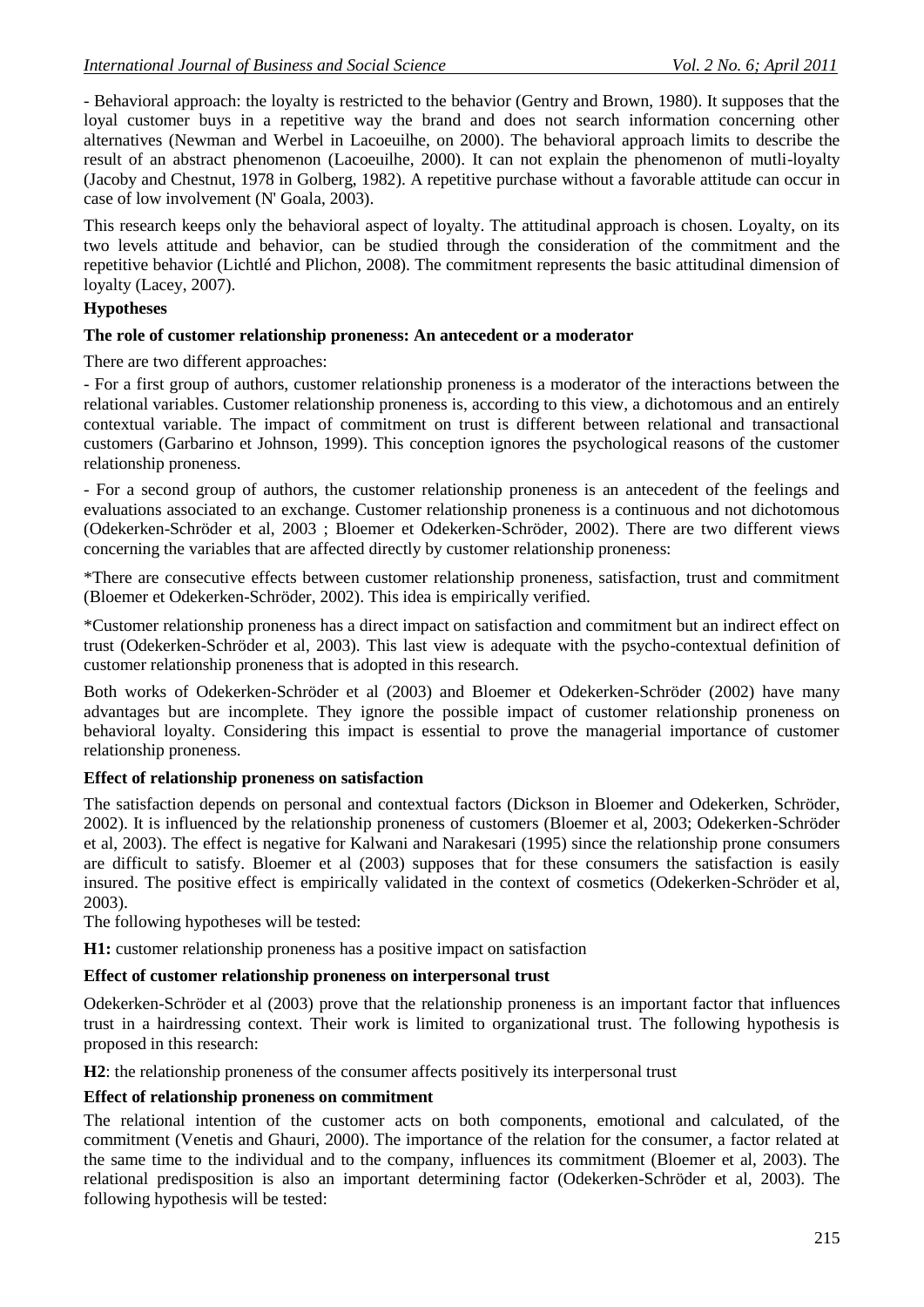- Behavioral approach: the loyalty is restricted to the behavior (Gentry and Brown, 1980). It supposes that the loyal customer buys in a repetitive way the brand and does not search information concerning other alternatives (Newman and Werbel in Lacoeuilhe, on 2000). The behavioral approach limits to describe the result of an abstract phenomenon (Lacoeuilhe, 2000). It can not explain the phenomenon of mutli-loyalty (Jacoby and Chestnut, 1978 in Golberg, 1982). A repetitive purchase without a favorable attitude can occur in case of low involvement (N' Goala, 2003).

This research keeps only the behavioral aspect of loyalty. The attitudinal approach is chosen. Loyalty, on its two levels attitude and behavior, can be studied through the consideration of the commitment and the repetitive behavior (Lichtlé and Plichon, 2008). The commitment represents the basic attitudinal dimension of loyalty (Lacey, 2007).

**Hypotheses**

**The role of customer relationship proneness: An antecedent or a moderator**

There are two different approaches:

- For a first group of authors, customer relationship proneness is a moderator of the interactions between the relational variables. Customer relationship proneness is, according to this view, a dichotomous and an entirely contextual variable. The impact of commitment on trust is different between relational and transactional customers (Garbarino et Johnson, 1999). This conception ignores the psychological reasons of the customer relationship proneness.

- For a second group of authors, the customer relationship proneness is an antecedent of the feelings and evaluations associated to an exchange. Customer relationship proneness is a continuous and not dichotomous (Odekerken-Schröder et al, 2003 ; Bloemer et Odekerken-Schröder, 2002). There are two different views concerning the variables that are affected directly by customer relationship proneness:

*There are consecutive effects between customer relationship proneness, satisfaction, trust and commitment (Bloemer et Odekerken-Schröder, 2002). This idea is empirically verified.

*Customer relationship proneness has a direct impact on satisfaction and commitment but an indirect effect on trust (Odekerken-Schröder et al, 2003). This last view is adequate with the psycho-contextual definition of customer relationship proneness that is adopted in this research.

Both works of Odekerken-Schröder et al (2003) and Bloemer et Odekerken-Schröder (2002) have many advantages but are incomplete. They ignore the possible impact of customer relationship proneness on behavioral loyalty. Considering this impact is essential to prove the managerial importance of customer relationship proneness.

**Effect of relationship proneness on satisfaction**

The satisfaction depends on personal and contextual factors (Dickson in Bloemer and Odekerken, Schröder, 2002). It is influenced by the relationship proneness of customers (Bloemer et al, 2003; Odekerken-Schröder et al, 2003). The effect is negative for Kalwani and Narakesari (1995) since the relationship prone consumers are difficult to satisfy. Bloemer et al (2003) supposes that for these consumers the satisfaction is easily insured. The positive effect is empirically validated in the context of cosmetics (Odekerken-Schröder et al, 2003).

The following hypotheses will be tested:

**H1:** customer relationship proneness has a positive impact on satisfaction

**Effect of customer relationship proneness on interpersonal trust**

Odekerken-Schröder et al (2003) prove that the relationship proneness is an important factor that influences trust in a hairdressing context. Their work is limited to organizational trust. The following hypothesis is proposed in this research:

**H2**: the relationship proneness of the consumer affects positively its interpersonal trust

**Effect of relationship proneness on commitment**

The relational intention of the customer acts on both components, emotional and calculated, of the commitment (Venetis and Ghauri, 2000). The importance of the relation for the consumer, a factor related at the same time to the individual and to the company, influences its commitment (Bloemer et al, 2003). The relational predisposition is also an important determining factor (Odekerken-Schröder et al, 2003). The following hypothesis will be tested: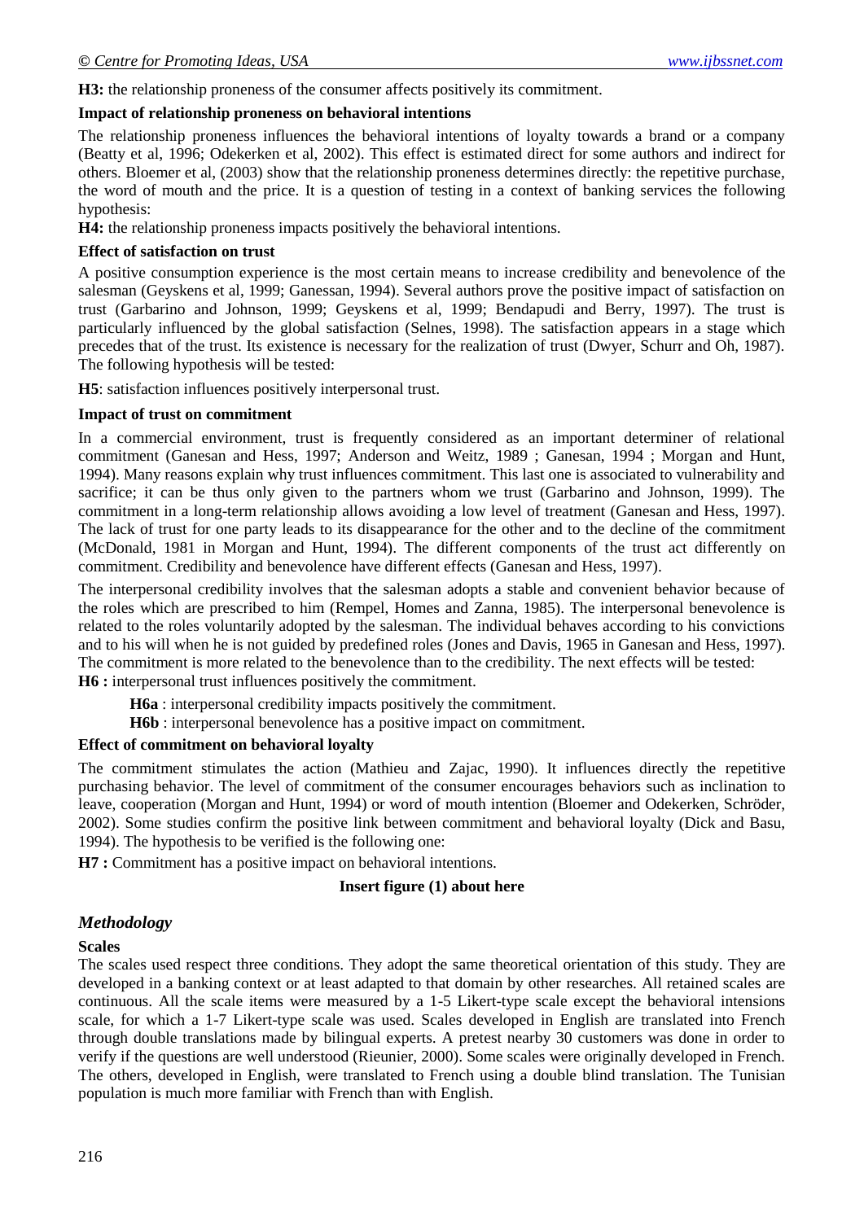**H3:** the relationship proneness of the consumer affects positively its commitment.

**Impact of relationship proneness on behavioral intentions**

The relationship proneness influences the behavioral intentions of loyalty towards a brand or a company (Beatty et al, 1996; Odekerken et al, 2002). This effect is estimated direct for some authors and indirect for others. Bloemer et al, (2003) show that the relationship proneness determines directly: the repetitive purchase, the word of mouth and the price. It is a question of testing in a context of banking services the following hypothesis:

**H4:** the relationship proneness impacts positively the behavioral intentions.

**Effect of satisfaction on trust**

A positive consumption experience is the most certain means to increase credibility and benevolence of the salesman (Geyskens et al, 1999; Ganessan, 1994). Several authors prove the positive impact of satisfaction on trust (Garbarino and Johnson, 1999; Geyskens et al, 1999; Bendapudi and Berry, 1997). The trust is particularly influenced by the global satisfaction (Selnes, 1998). The satisfaction appears in a stage which precedes that of the trust. Its existence is necessary for the realization of trust (Dwyer, Schurr and Oh, 1987). The following hypothesis will be tested:

**H5**: satisfaction influences positively interpersonal trust.

**Impact of trust on commitment**

In a commercial environment, trust is frequently considered as an important determiner of relational commitment (Ganesan and Hess, 1997; Anderson and Weitz, 1989 ; Ganesan, 1994 ; Morgan and Hunt, 1994). Many reasons explain why trust influences commitment. This last one is associated to vulnerability and sacrifice; it can be thus only given to the partners whom we trust (Garbarino and Johnson, 1999). The commitment in a long-term relationship allows avoiding a low level of treatment (Ganesan and Hess, 1997). The lack of trust for one party leads to its disappearance for the other and to the decline of the commitment (McDonald, 1981 in Morgan and Hunt, 1994). The different components of the trust act differently on commitment. Credibility and benevolence have different effects (Ganesan and Hess, 1997).

The interpersonal credibility involves that the salesman adopts a stable and convenient behavior because of the roles which are prescribed to him (Rempel, Homes and Zanna, 1985). The interpersonal benevolence is related to the roles voluntarily adopted by the salesman. The individual behaves according to his convictions and to his will when he is not guided by predefined roles (Jones and Davis, 1965 in Ganesan and Hess, 1997). The commitment is more related to the benevolence than to the credibility. The next effects will be tested:

**H6 :** interpersonal trust influences positively the commitment.

**H6a** : interpersonal credibility impacts positively the commitment.

**H6b** : interpersonal benevolence has a positive impact on commitment.

**Effect of commitment on behavioral loyalty**

The commitment stimulates the action (Mathieu and Zajac, 1990). It influences directly the repetitive purchasing behavior. The level of commitment of the consumer encourages behaviors such as inclination to leave, cooperation (Morgan and Hunt, 1994) or word of mouth intention (Bloemer and Odekerken, Schröder, 2002). Some studies confirm the positive link between commitment and behavioral loyalty (Dick and Basu, 1994). The hypothesis to be verified is the following one:

**H7 :** Commitment has a positive impact on behavioral intentions.

**Insert figure (1) about here**

## *Methodology*

**Scales**

The scales used respect three conditions. They adopt the same theoretical orientation of this study. They are developed in a banking context or at least adapted to that domain by other researches. All retained scales are continuous. All the scale items were measured by a 1-5 Likert-type scale except the behavioral intensions scale, for which a 1-7 Likert-type scale was used. Scales developed in English are translated into French through double translations made by bilingual experts. A pretest nearby 30 customers was done in order to verify if the questions are well understood (Rieunier, 2000). Some scales were originally developed in French. The others, developed in English, were translated to French using a double blind translation. The Tunisian population is much more familiar with French than with English.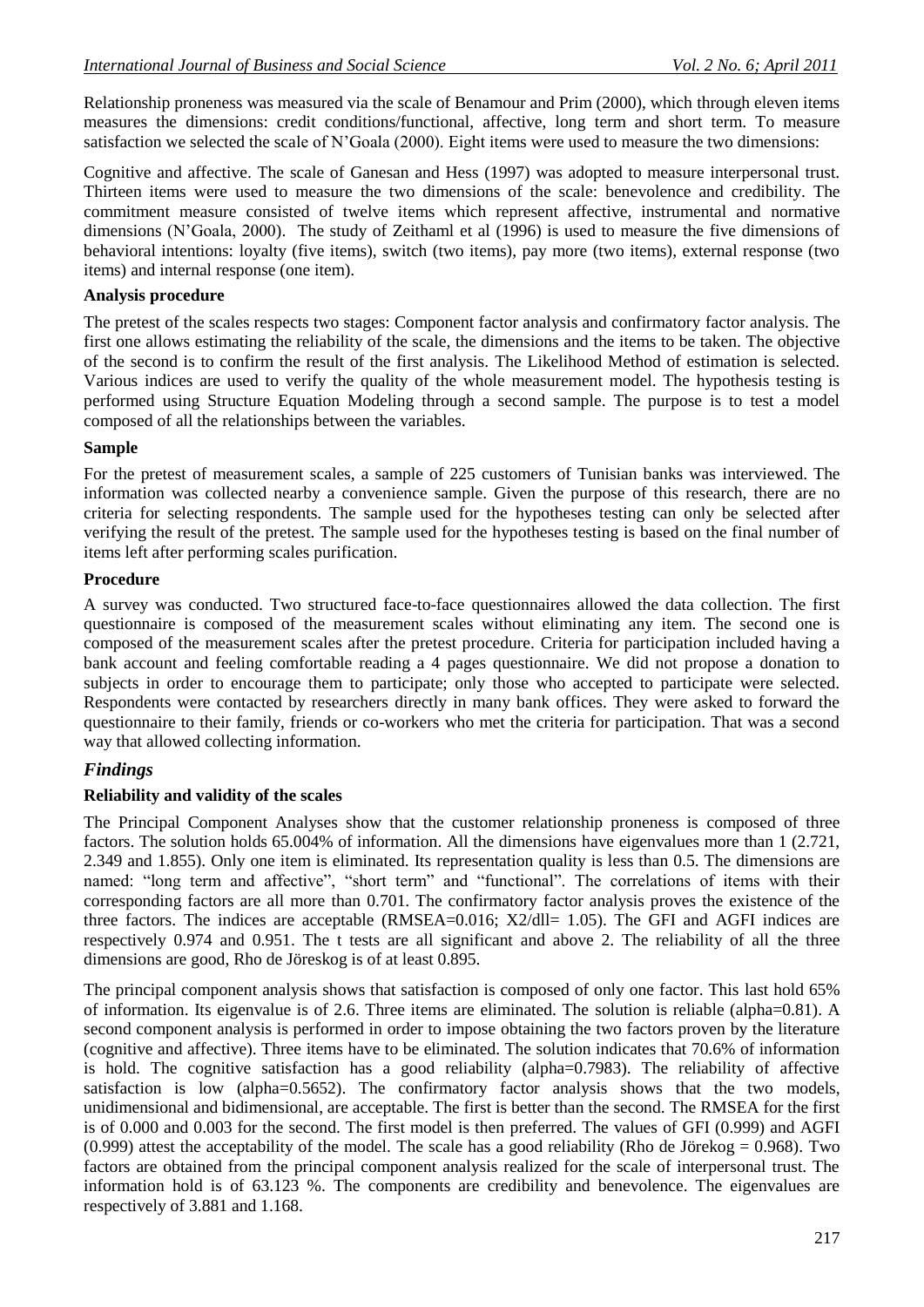Relationship proneness was measured via the scale of Benamour and Prim (2000), which through eleven items measures the dimensions: credit conditions/functional, affective, long term and short term. To measure satisfaction we selected the scale of N'Goala (2000). Eight items were used to measure the two dimensions:

Cognitive and affective. The scale of Ganesan and Hess (1997) was adopted to measure interpersonal trust. Thirteen items were used to measure the two dimensions of the scale: benevolence and credibility. The commitment measure consisted of twelve items which represent affective, instrumental and normative dimensions (N'Goala, 2000). The study of Zeithaml et al (1996) is used to measure the five dimensions of behavioral intentions: loyalty (five items), switch (two items), pay more (two items), external response (two items) and internal response (one item).

**Analysis procedure**

The pretest of the scales respects two stages: Component factor analysis and confirmatory factor analysis. The first one allows estimating the reliability of the scale, the dimensions and the items to be taken. The objective of the second is to confirm the result of the first analysis. The Likelihood Method of estimation is selected. Various indices are used to verify the quality of the whole measurement model. The hypothesis testing is performed using Structure Equation Modeling through a second sample. The purpose is to test a model composed of all the relationships between the variables.

**Sample**

For the pretest of measurement scales, a sample of 225 customers of Tunisian banks was interviewed. The information was collected nearby a convenience sample. Given the purpose of this research, there are no criteria for selecting respondents. The sample used for the hypotheses testing can only be selected after verifying the result of the pretest. The sample used for the hypotheses testing is based on the final number of items left after performing scales purification.

**Procedure**

A survey was conducted. Two structured face-to-face questionnaires allowed the data collection. The first questionnaire is composed of the measurement scales without eliminating any item. The second one is composed of the measurement scales after the pretest procedure. Criteria for participation included having a bank account and feeling comfortable reading a 4 pages questionnaire. We did not propose a donation to subjects in order to encourage them to participate; only those who accepted to participate were selected. Respondents were contacted by researchers directly in many bank offices. They were asked to forward the questionnaire to their family, friends or co-workers who met the criteria for participation. That was a second way that allowed collecting information.

## *Findings*

**Reliability and validity of the scales**

The Principal Component Analyses show that the customer relationship proneness is composed of three factors. The solution holds 65.004% of information. All the dimensions have eigenvalues more than 1 (2.721, 2.349 and 1.855). Only one item is eliminated. Its representation quality is less than 0.5. The dimensions are named: "long term and affective", "short term" and "functional". The correlations of items with their corresponding factors are all more than 0.701. The confirmatory factor analysis proves the existence of the three factors. The indices are acceptable (RMSEA=0.016; X2/dll= 1.05). The GFI and AGFI indices are respectively 0.974 and 0.951. The t tests are all significant and above 2. The reliability of all the three dimensions are good, Rho de Jöreskog is of at least 0.895.

The principal component analysis shows that satisfaction is composed of only one factor. This last hold 65% of information. Its eigenvalue is of 2.6. Three items are eliminated. The solution is reliable (alpha=0.81). A second component analysis is performed in order to impose obtaining the two factors proven by the literature (cognitive and affective). Three items have to be eliminated. The solution indicates that 70.6% of information is hold. The cognitive satisfaction has a good reliability (alpha=0.7983). The reliability of affective satisfaction is low (alpha=0.5652). The confirmatory factor analysis shows that the two models, unidimensional and bidimensional, are acceptable. The first is better than the second. The RMSEA for the first is of 0.000 and 0.003 for the second. The first model is then preferred. The values of GFI (0.999) and AGFI (0.999) attest the acceptability of the model. The scale has a good reliability (Rho de Jörekog = 0.968). Two factors are obtained from the principal component analysis realized for the scale of interpersonal trust. The information hold is of 63.123 %. The components are credibility and benevolence. The eigenvalues are respectively of 3.881 and 1.168.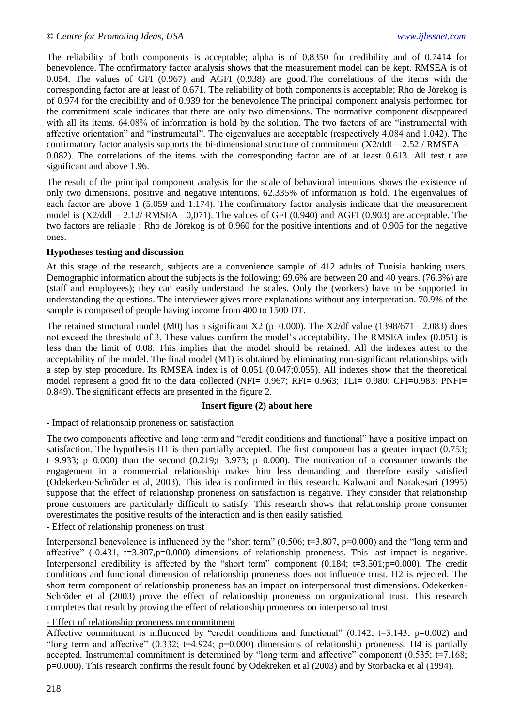The reliability of both components is acceptable; alpha is of 0.8350 for credibility and of 0.7414 for benevolence. The confirmatory factor analysis shows that the measurement model can be kept. RMSEA is of 0.054. The values of GFI (0.967) and AGFI (0.938) are good.The correlations of the items with the corresponding factor are at least of 0.671. The reliability of both components is acceptable; Rho de Jörekog is of 0.974 for the credibility and of 0.939 for the benevolence.The principal component analysis performed for the commitment scale indicates that there are only two dimensions. The normative component disappeared with all its items. 64.08% of information is hold by the solution. The two factors of are "instrumental with affective orientation" and "instrumental". The eigenvalues are acceptable (respectively 4.084 and 1.042). The confirmatory factor analysis supports the bi-dimensional structure of commitment ($X2/ddl = 2.52$ / RMSEA = 0.082). The correlations of the items with the corresponding factor are of at least 0.613. All test t are significant and above 1.96.

The result of the principal component analysis for the scale of behavioral intentions shows the existence of only two dimensions, positive and negative intentions. 62.335% of information is hold. The eigenvalues of each factor are above 1 (5.059 and 1.174). The confirmatory factor analysis indicate that the measurement model is ($X2/ddl = 2.12$/ RMSEA= 0,071). The values of GFI (0.940) and AGFI (0.903) are acceptable. The two factors are reliable ; Rho de Jörekog is of 0.960 for the positive intentions and of 0.905 for the negative ones.

**Hypotheses testing and discussion**

At this stage of the research, subjects are a convenience sample of 412 adults of Tunisia banking users. Demographic information about the subjects is the following: 69.6% are between 20 and 40 years. (76.3%) are (staff and employees); they can easily understand the scales. Only the (workers) have to be supported in understanding the questions. The interviewer gives more explanations without any interpretation. 70.9% of the sample is composed of people having income from 400 to 1500 DT.

The retained structural model (M0) has a significant X2 ($p=0.000$). The X2/df value ($1398/671= 2.083$) does not exceed the threshold of 3. These values confirm the model's acceptability. The RMSEA index (0.051) is less than the limit of 0.08. This implies that the model should be retained. All the indexes attest to the acceptability of the model. The final model (M1) is obtained by eliminating non-significant relationships with a step by step procedure. Its RMSEA index is of 0.051 (0.047;0.055). All indexes show that the theoretical model represent a good fit to the data collected (NFI= 0.967; RFI= 0.963; TLI= 0.980; CFI=0.983; PNFI= 0.849). The significant effects are presented in the figure 2.

**Insert figure (2) about here**

- Impact of relationship proneness on satisfaction

The two components affective and long term and "credit conditions and functional" have a positive impact on satisfaction. The hypothesis H1 is then partially accepted. The first component has a greater impact (0.753; $t=9.933$; $p=0.000$) than the second (0.219;$t=3.973$; $p=0.000$). The motivation of a consumer towards the engagement in a commercial relationship makes him less demanding and therefore easily satisfied (Odekerken-Schröder et al, 2003). This idea is confirmed in this research. Kalwani and Narakesari (1995) suppose that the effect of relationship proneness on satisfaction is negative. They consider that relationship prone customers are particularly difficult to satisfy. This research shows that relationship prone consumer overestimates the positive results of the interaction and is then easily satisfied.

- Effect of relationship proneness on trust

Interpersonal benevolence is influenced by the "short term" (0.506; $t=3.807$, $p=0.000$) and the "long term and affective" (-0.431, $t=3.807$,$p=0.000$) dimensions of relationship proneness. This last impact is negative. Interpersonal credibility is affected by the "short term" component (0.184; $t=3.501$;$p=0.000$). The credit conditions and functional dimension of relationship proneness does not influence trust. H2 is rejected. The short term component of relationship proneness has an impact on interpersonal trust dimensions. Odekerken-Schröder et al (2003) prove the effect of relationship proneness on organizational trust. This research completes that result by proving the effect of relationship proneness on interpersonal trust.

- Effect of relationship proneness on commitment

Affective commitment is influenced by "credit conditions and functional" (0.142; $t=3.143$; $p=0.002$) and "long term and affective" (0.332; $t=4.924$; $p=0.000$) dimensions of relationship proneness. H4 is partially accepted. Instrumental commitment is determined by "long term and affective" component (0.535; $t=7.168$; $p=0.000$). This research confirms the result found by Odekreken et al (2003) and by Storbacka et al (1994).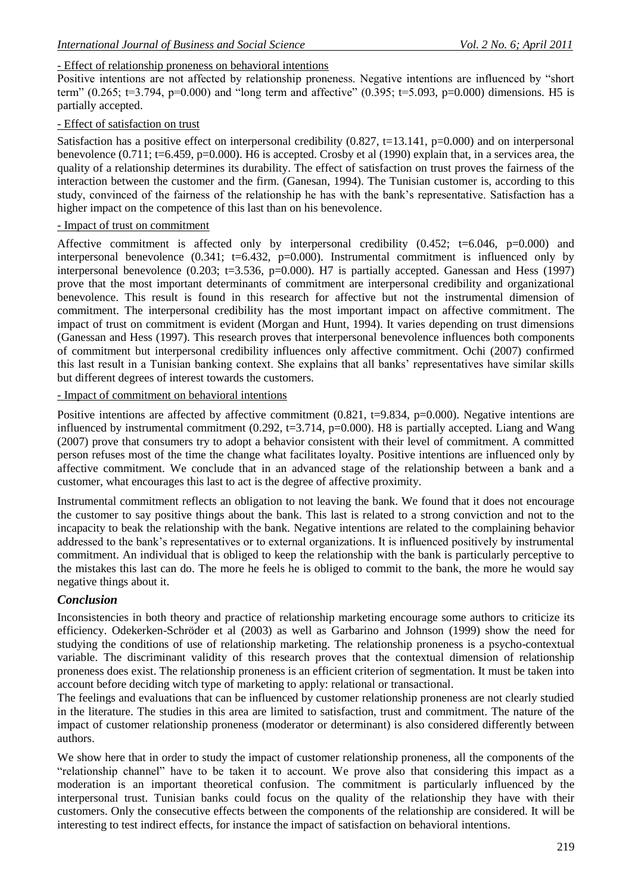- Effect of relationship proneness on behavioral intentions

Positive intentions are not affected by relationship proneness. Negative intentions are influenced by "short term" (0.265; t=3.794, p=0.000) and "long term and affective" (0.395; t=5.093, p=0.000) dimensions. H5 is partially accepted.

- Effect of satisfaction on trust

Satisfaction has a positive effect on interpersonal credibility (0.827, t=13.141, p=0.000) and on interpersonal benevolence (0.711; t=6.459, p=0.000). H6 is accepted. Crosby et al (1990) explain that, in a services area, the quality of a relationship determines its durability. The effect of satisfaction on trust proves the fairness of the interaction between the customer and the firm. (Ganesan, 1994). The Tunisian customer is, according to this study, convinced of the fairness of the relationship he has with the bank's representative. Satisfaction has a higher impact on the competence of this last than on his benevolence.

- Impact of trust on commitment

Affective commitment is affected only by interpersonal credibility (0.452; t=6.046, p=0.000) and interpersonal benevolence (0.341; t=6.432, p=0.000). Instrumental commitment is influenced only by interpersonal benevolence (0.203; t=3.536, p=0.000). H7 is partially accepted. Ganessan and Hess (1997) prove that the most important determinants of commitment are interpersonal credibility and organizational benevolence. This result is found in this research for affective but not the instrumental dimension of commitment. The interpersonal credibility has the most important impact on affective commitment. The impact of trust on commitment is evident (Morgan and Hunt, 1994). It varies depending on trust dimensions (Ganessan and Hess (1997). This research proves that interpersonal benevolence influences both components of commitment but interpersonal credibility influences only affective commitment. Ochi (2007) confirmed this last result in a Tunisian banking context. She explains that all banks' representatives have similar skills but different degrees of interest towards the customers.

- Impact of commitment on behavioral intentions

Positive intentions are affected by affective commitment (0.821, t=9.834, p=0.000). Negative intentions are influenced by instrumental commitment (0.292, t=3.714, p=0.000). H8 is partially accepted. Liang and Wang (2007) prove that consumers try to adopt a behavior consistent with their level of commitment. A committed person refuses most of the time the change what facilitates loyalty. Positive intentions are influenced only by affective commitment. We conclude that in an advanced stage of the relationship between a bank and a customer, what encourages this last to act is the degree of affective proximity.

Instrumental commitment reflects an obligation to not leaving the bank. We found that it does not encourage the customer to say positive things about the bank. This last is related to a strong conviction and not to the incapacity to beak the relationship with the bank. Negative intentions are related to the complaining behavior addressed to the bank's representatives or to external organizations. It is influenced positively by instrumental commitment. An individual that is obliged to keep the relationship with the bank is particularly perceptive to the mistakes this last can do. The more he feels he is obliged to commit to the bank, the more he would say negative things about it.

## *Conclusion*

Inconsistencies in both theory and practice of relationship marketing encourage some authors to criticize its efficiency. Odekerken-Schröder et al (2003) as well as Garbarino and Johnson (1999) show the need for studying the conditions of use of relationship marketing. The relationship proneness is a psycho-contextual variable. The discriminant validity of this research proves that the contextual dimension of relationship proneness does exist. The relationship proneness is an efficient criterion of segmentation. It must be taken into account before deciding witch type of marketing to apply: relational or transactional.

The feelings and evaluations that can be influenced by customer relationship proneness are not clearly studied in the literature. The studies in this area are limited to satisfaction, trust and commitment. The nature of the impact of customer relationship proneness (moderator or determinant) is also considered differently between authors.

We show here that in order to study the impact of customer relationship proneness, all the components of the "relationship channel" have to be taken it to account. We prove also that considering this impact as a moderation is an important theoretical confusion. The commitment is particularly influenced by the interpersonal trust. Tunisian banks could focus on the quality of the relationship they have with their customers. Only the consecutive effects between the components of the relationship are considered. It will be interesting to test indirect effects, for instance the impact of satisfaction on behavioral intentions.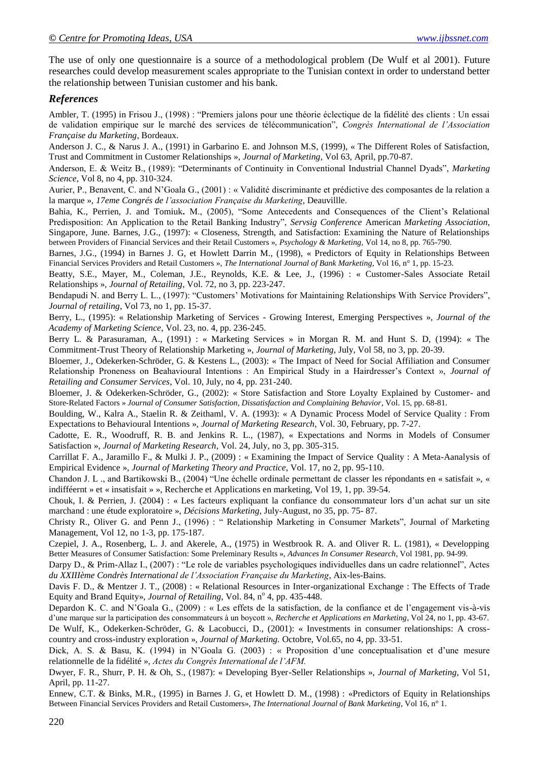The use of only one questionnaire is a source of a methodological problem (De Wulf et al 2001). Future researches could develop measurement scales appropriate to the Tunisian context in order to understand better the relationship between Tunisian customer and his bank.

## *References*

Ambler, T. (1995) in Frisou J., (1998) : "Premiers jalons pour une théorie éclectique de la fidélité des clients : Un essai de validation empirique sur le marché des services de télécommunication", *Congrès International de l'Association Française du Marketing*, Bordeaux.

Anderson J. C., & Narus J. A., (1991) in Garbarino E. and Johnson M.S, (1999), « The Different Roles of Satisfaction, Trust and Commitment in Customer Relationships », *Journal of Marketing*, Vol 63, April, pp.70-87.

Anderson, E. & Weitz B., (1989): "Determinants of Continuity in Conventional Industrial Channel Dyads", *Marketing Science*, Vol 8, no 4, pp. 310-324.

Aurier, P., Benavent, C. and N'Goala G., (2001) : « Validité discriminante et prédictive des composantes de la relation a la marque », *17eme Congrés de l'association Française du Marketing*, Deauvillle.

Bahia, K., Perrien, J. and Tomiuk**.** M., (2005), "Some Antecedents and Consequences of the Client's Relational Predisposition: An Application to the Retail Banking Industry", *Servsig Conference* American *Marketing Association*, Singapore, June. Barnes, J.G., (1997): « Closeness, Strength, and Satisfaction: Examining the Nature of Relationships between Providers of Financial Services and their Retail Customers », *Psychology & Marketing*, Vol 14, no 8, pp. 765-790.

Barnes, J.G., (1994) in Barnes J. G, et Howlett Darrin M., (1998), « Predictors of Equity in Relationships Between Financial Services Providers and Retail Customers », *The International Journal of Bank Marketing*, Vol 16, n° 1, pp. 15-23.

Beatty, S.E., Mayer, M., Coleman, J.E., Reynolds, K.E. & Lee, J., (1996) : « Customer-Sales Associate Retail Relationships », *Journal of Retailing*, Vol. 72, no 3, pp. 223-247.

Bendapudi N. and Berry L. L., (1997): "Customers' Motivations for Maintaining Relationships With Service Providers", *Journal of retailing*, Vol 73, no 1, pp. 15-37.

Berry, L., (1995): « Relationship Marketing of Services - Growing Interest, Emerging Perspectives », *Journal of the Academy of Marketing Science*, Vol. 23, no. 4, pp. 236-245.

Berry L. & Parasuraman, A., (1991) : « Marketing Services » in Morgan R. M. and Hunt S. D, (1994): « The Commitment-Trust Theory of Relationship Marketing », *Journal of Marketing*, July, Vol 58, no 3, pp. 20-39.

Bloemer, J., Odekerken-Schröder, G. & Kestens L., (2003): « The Impact of Need for Social Affiliation and Consumer Relationship Proneness on Beahavioural Intentions : An Empirical Study in a Hairdresser's Context », *Journal of Retailing and Consumer Services*, Vol. 10, July, no 4, pp. 231-240.

Bloemer, J. & Odekerken-Schröder, G., (2002): « Store Satisfaction and Store Loyalty Explained by Customer- and Store-Related Factors » *Journal of Consumer Satisfaction, Dissatisfaction and Complaining Behavior*, Vol. 15, pp. 68-81.

Boulding, W., Kalra A., Staelin R. & Zeithaml, V. A. (1993): « A Dynamic Process Model of Service Quality : From Expectations to Behavioural Intentions », *Journal of Marketing Research*, Vol. 30, February, pp. 7-27.

Cadotte, E. R., Woodruff, R. B. and Jenkins R. L., (1987), « Expectations and Norms in Models of Consumer Satisfaction », *Journal of Marketing Research*, Vol. 24, July, no 3, pp. 305-315.

Carrillat F. A., Jaramillo F., & Mulki J. P., (2009) : « Examining the Impact of Service Quality : A Meta-Aanalysis of Empirical Evidence », *Journal of Marketing Theory and Practice*, Vol. 17, no 2, pp. 95-110.

Chandon J. L ., and Bartikowski B., (2004) "Une échelle ordinale permettant de classer les répondants en « satisfait », « indifféernt » et « insatisfait » », Recherche et Applications en marketing, Vol 19, 1, pp. 39-54.

Chouk, I. & Perrien, J. (2004) : « Les facteurs expliquant la confiance du consommateur lors d'un achat sur un site marchand : une étude exploratoire », *Décisions Marketing*, July-August, no 35, pp. 75- 87.

Christy R., Oliver G. and Penn J., (1996) : " Relationship Marketing in Consumer Markets", Journal of Marketing Management, Vol 12, no 1-3, pp. 175-187.

Czepiel, J. A., Rosenberg, L. J. and Akerele, A., (1975) in Westbrook R. A. and Oliver R. L. (1981), « Developping Better Measures of Consumer Satisfaction: Some Preleminary Results », *Advances In Consumer Research*, Vol 1981, pp. 94-99.

Darpy D., & Prim-Allaz I., (2007) : "Le role de variables psychologiques individuelles dans un cadre relationnel", Actes *du XXIIIème Condrès International de l'Association Française du Marketing*, Aix-les-Bains.

Davis F. D., & Mentzer J. T., (2008) : « Relational Resources in Inter-organizational Exchange : The Effects of Trade Equity and Brand Equity», *Journal of Retailing*, Vol. 84, n° 4, pp. 435-448.

Depardon K. C. and N'Goala G., (2009) : « Les effets de la satisfaction, de la confiance et de l'engagement vis-à-vis d'une marque sur la participation des consommateurs à un boycott », *Recherche et Applications en Marketing*, Vol 24, no 1, pp. 43-67.

De Wulf, K., Odekerken-Schröder, G. & Lacobucci, D., (2001): « Investments in consumer relationships: A cross-country and cross-industry exploration », *Journal of Marketing.* Octobre, Vol.65, no 4, pp. 33-51.

Dick, A. S. & Basu, K. (1994) in N'Goala G. (2003) : « Proposition d'une conceptualisation et d'une mesure relationnelle de la fidélité », *Actes du Congrès International de l'AFM.*

Dwyer, F. R., Shurr, P. H. & Oh, S., (1987): « Developing Byer-Seller Relationships », *Journal of Marketing*, Vol 51, April, pp. 11-27.

Ennew, C.T. & Binks, M.R., (1995) in Barnes J. G, et Howlett D. M., (1998) : «Predictors of Equity in Relationships Between Financial Services Providers and Retail Customers», *The International Journal of Bank Marketing*, Vol 16, n° 1.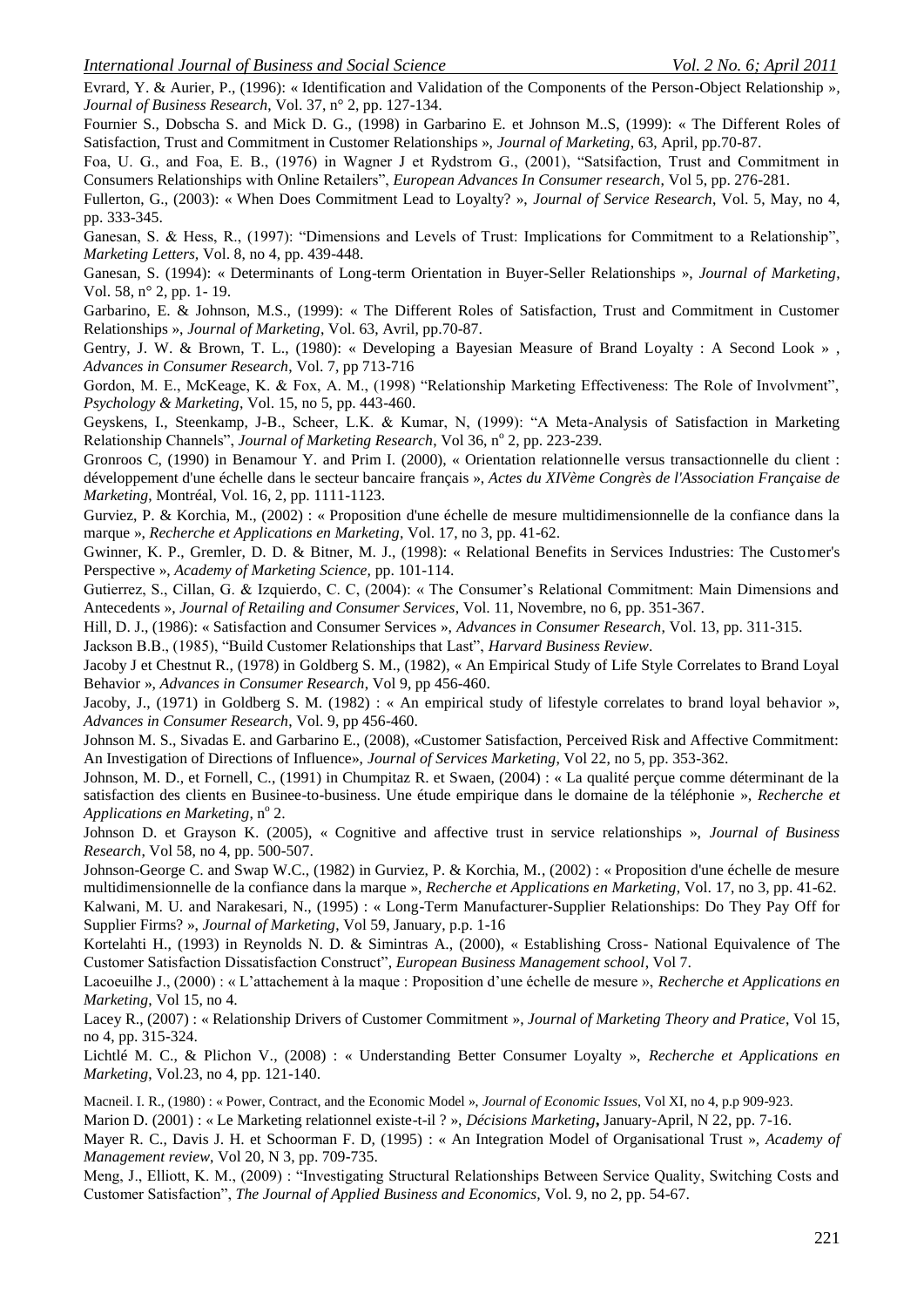Evrard, Y. & Aurier, P., (1996): « Identification and Validation of the Components of the Person-Object Relationship », *Journal of Business Research*, Vol. 37, n° 2, pp. 127-134.

Fournier S., Dobscha S. and Mick D. G., (1998) in Garbarino E. et Johnson M..S, (1999): « The Different Roles of Satisfaction, Trust and Commitment in Customer Relationships », *Journal of Marketing*, 63, April, pp.70-87.

Foa, U. G., and Foa, E. B., (1976) in Wagner J et Rydstrom G., (2001), "Satsifaction, Trust and Commitment in Consumers Relationships with Online Retailers", *European Advances In Consumer research*, Vol 5, pp. 276-281.

Fullerton, G., (2003): « When Does Commitment Lead to Loyalty? », *Journal of Service Research*, Vol. 5, May, no 4, pp. 333-345.

Ganesan, S. & Hess, R., (1997): "Dimensions and Levels of Trust: Implications for Commitment to a Relationship", *Marketing Letters,* Vol. 8, no 4, pp. 439-448.

Ganesan, S. (1994): « Determinants of Long-term Orientation in Buyer-Seller Relationships », *Journal of Marketing*, Vol. 58, n° 2, pp. 1- 19.

Garbarino, E. & Johnson, M.S., (1999): « The Different Roles of Satisfaction, Trust and Commitment in Customer Relationships », *Journal of Marketing*, Vol. 63, Avril, pp.70-87.

Gentry, J. W. & Brown, T. L., (1980): « Developing a Bayesian Measure of Brand Loyalty : A Second Look » , *Advances in Consumer Research*, Vol. 7, pp 713-716

Gordon, M. E., McKeage, K. & Fox, A. M., (1998) "Relationship Marketing Effectiveness: The Role of Involvment", *Psychology & Marketing*, Vol. 15, no 5, pp. 443-460.

Geyskens, I., Steenkamp, J-B., Scheer, L.K. & Kumar, N, (1999): "A Meta-Analysis of Satisfaction in Marketing Relationship Channels", *Journal of Marketing Research*, Vol 36, n° 2, pp. 223-239.

Gronroos C, (1990) in Benamour Y. and Prim I. (2000), « Orientation relationnelle versus transactionnelle du client : développement d'une échelle dans le secteur bancaire français », *Actes du XIVème Congrès de l'Association Française de Marketing*, Montréal, Vol. 16, 2, pp. 1111-1123.

Gurviez, P. & Korchia, M., (2002) : « Proposition d'une échelle de mesure multidimensionnelle de la confiance dans la marque », *Recherche et Applications en Marketing*, Vol. 17, no 3, pp. 41-62.

Gwinner, K. P., Gremler, D. D. & Bitner, M. J., (1998): « Relational Benefits in Services Industries: The Customer's Perspective », *Academy of Marketing Science,* pp. 101-114.

Gutierrez, S., Cillan, G. & Izquierdo, C. C, (2004): « The Consumer's Relational Commitment: Main Dimensions and Antecedents », *Journal of Retailing and Consumer Services*, Vol. 11, Novembre, no 6, pp. 351-367.

Hill, D. J., (1986): « Satisfaction and Consumer Services », *Advances in Consumer Research*, Vol. 13, pp. 311-315.

Jackson B.B., (1985), "Build Customer Relationships that Last", *Harvard Business Review*.

Jacoby J et Chestnut R., (1978) in Goldberg S. M., (1982), « An Empirical Study of Life Style Correlates to Brand Loyal Behavior », *Advances in Consumer Research*, Vol 9, pp 456-460.

Jacoby, J., (1971) in Goldberg S. M. (1982) : « An empirical study of lifestyle correlates to brand loyal behavior », *Advances in Consumer Research*, Vol. 9, pp 456-460.

Johnson M. S., Sivadas E. and Garbarino E., (2008), «Customer Satisfaction, Perceived Risk and Affective Commitment: An Investigation of Directions of Influence», *Journal of Services Marketing*, Vol 22, no 5, pp. 353-362.

Johnson, M. D., et Fornell, C., (1991) in Chumpitaz R. et Swaen, (2004) : « La qualité perçue comme déterminant de la satisfaction des clients en Businee-to-business. Une étude empirique dans le domaine de la téléphonie », *Recherche et Applications en Marketing*, n° 2.

Johnson D. et Grayson K. (2005), « Cognitive and affective trust in service relationships », *Journal of Business Research*, Vol 58, no 4, pp. 500-507.

Johnson-George C. and Swap W.C., (1982) in Gurviez, P. & Korchia, M., (2002) : « Proposition d'une échelle de mesure multidimensionnelle de la confiance dans la marque », *Recherche et Applications en Marketing*, Vol. 17, no 3, pp. 41-62.

Kalwani, M. U. and Narakesari, N., (1995) : « Long-Term Manufacturer-Supplier Relationships: Do They Pay Off for Supplier Firms? », *Journal of Marketing*, Vol 59, January, p.p. 1-16

Kortelahti H., (1993) in Reynolds N. D. & Simintras A., (2000), « Establishing Cross- National Equivalence of The Customer Satisfaction Dissatisfaction Construct", *European Business Management school*, Vol 7.

Lacoeuilhe J., (2000) : « L'attachement à la maque : Proposition d'une échelle de mesure », *Recherche et Applications en Marketing*, Vol 15, no 4.

Lacey R., (2007) : « Relationship Drivers of Customer Commitment », *Journal of Marketing Theory and Pratice*, Vol 15, no 4, pp. 315-324.

Lichtlé M. C., & Plichon V., (2008) : « Understanding Better Consumer Loyalty », *Recherche et Applications en Marketing*, Vol.23, no 4, pp. 121-140.

Macneil. I. R., (1980) : « Power, Contract, and the Economic Model », *Journal of Economic Issues*, Vol XI, no 4, p.p 909-923.

Marion D. (2001) : « Le Marketing relationnel existe-t-il ? », *Décisions Marketing***,** January-April, N 22, pp. 7-16.

Mayer R. C., Davis J. H. et Schoorman F. D, (1995) : « An Integration Model of Organisational Trust », *Academy of Management review*, Vol 20, N 3, pp. 709-735.

Meng, J., Elliott, K. M., (2009) : "Investigating Structural Relationships Between Service Quality, Switching Costs and Customer Satisfaction", *The Journal of Applied Business and Economics,* Vol. 9, no 2, pp. 54-67.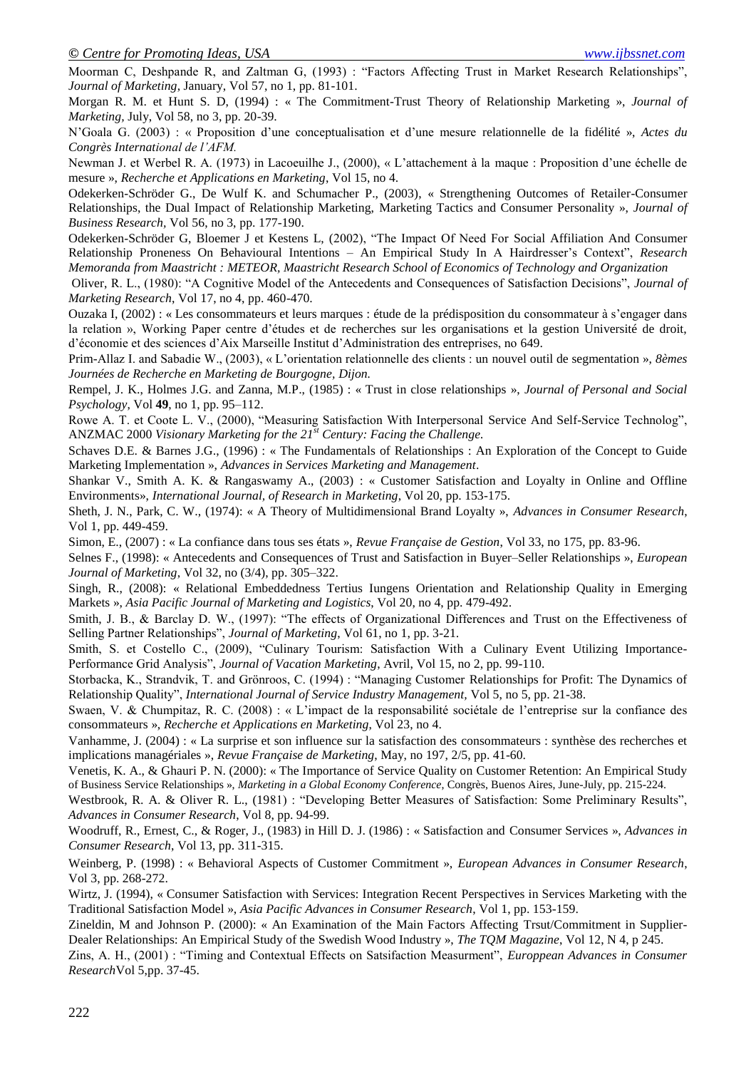Moorman C, Deshpande R, and Zaltman G, (1993) : "Factors Affecting Trust in Market Research Relationships", *Journal of Marketing*, January, Vol 57, no 1, pp. 81-101.

Morgan R. M. et Hunt S. D, (1994) : « The Commitment-Trust Theory of Relationship Marketing », *Journal of Marketing*, July, Vol 58, no 3, pp. 20-39.

N'Goala G. (2003) : « Proposition d'une conceptualisation et d'une mesure relationnelle de la fidélité », *Actes du Congrès International de l'AFM.*

Newman J. et Werbel R. A. (1973) in Lacoeuilhe J., (2000), « L'attachement à la maque : Proposition d'une échelle de mesure », *Recherche et Applications en Marketing*, Vol 15, no 4.

Odekerken-Schröder G., De Wulf K. and Schumacher P., (2003), « Strengthening Outcomes of Retailer-Consumer Relationships, the Dual Impact of Relationship Marketing, Marketing Tactics and Consumer Personality », *Journal of Business Research*, Vol 56, no 3, pp. 177-190.

Odekerken-Schröder G, Bloemer J et Kestens L, (2002), "The Impact Of Need For Social Affiliation And Consumer Relationship Proneness On Behavioural Intentions – An Empirical Study In A Hairdresser's Context", *Research Memoranda from Maastricht : METEOR, Maastricht Research School of Economics of Technology and Organization*

Oliver, R. L., (1980): "A Cognitive Model of the Antecedents and Consequences of Satisfaction Decisions", *Journal of Marketing Research*, Vol 17, no 4, pp. 460-470.

Ouzaka I, (2002) : « Les consommateurs et leurs marques : étude de la prédisposition du consommateur à s'engager dans la relation », Working Paper centre d'études et de recherches sur les organisations et la gestion Université de droit, d'économie et des sciences d'Aix Marseille Institut d'Administration des entreprises, no 649.

Prim-Allaz I. and Sabadie W., (2003), « L'orientation relationnelle des clients : un nouvel outil de segmentation », *8èmes Journées de Recherche en Marketing de Bourgogne, Dijon.*

Rempel, J. K., Holmes J.G. and Zanna, M.P., (1985) : « Trust in close relationships », *Journal of Personal and Social Psychology*, Vol **49**, no 1, pp. 95–112.

Rowe A. T. et Coote L. V., (2000), "Measuring Satisfaction With Interpersonal Service And Self-Service Technolog", ANZMAC 2000 *Visionary Marketing for the 21st Century: Facing the Challenge.*

Schaves D.E. & Barnes J.G., (1996) : « The Fundamentals of Relationships : An Exploration of the Concept to Guide Marketing Implementation », *Advances in Services Marketing and Management*.

Shankar V., Smith A. K. & Rangaswamy A., (2003) : « Customer Satisfaction and Loyalty in Online and Offline Environments», *International Journal, of Research in Marketing*, Vol 20, pp. 153-175.

Sheth, J. N., Park, C. W., (1974): « A Theory of Multidimensional Brand Loyalty », *Advances in Consumer Research*, Vol 1, pp. 449-459.

Simon, E., (2007) : « La confiance dans tous ses états », *Revue Française de Gestion*, Vol 33, no 175, pp. 83-96.

Selnes F., (1998): « Antecedents and Consequences of Trust and Satisfaction in Buyer–Seller Relationships », *European Journal of Marketing*, Vol 32, no (3/4), pp. 305–322.

Singh, R., (2008): « Relational Embeddedness Tertius Iungens Orientation and Relationship Quality in Emerging Markets », *Asia Pacific Journal of Marketing and Logistics*, Vol 20, no 4, pp. 479-492.

Smith, J. B., & Barclay D. W., (1997): "The effects of Organizational Differences and Trust on the Effectiveness of Selling Partner Relationships", *Journal of Marketing*, Vol 61, no 1, pp. 3-21.

Smith, S. et Costello C., (2009), "Culinary Tourism: Satisfaction With a Culinary Event Utilizing Importance-Performance Grid Analysis", *Journal of Vacation Marketing*, Avril, Vol 15, no 2, pp. 99-110.

Storbacka, K., Strandvik, T. and Grönroos, C. (1994) : "Managing Customer Relationships for Profit: The Dynamics of Relationship Quality", *International Journal of Service Industry Management*, Vol 5, no 5, pp. 21-38.

Swaen, V. & Chumpitaz, R. C. (2008) : « L'impact de la responsabilité sociétale de l'entreprise sur la confiance des consommateurs », *Recherche et Applications en Marketing*, Vol 23, no 4.

Vanhamme, J. (2004) : « La surprise et son influence sur la satisfaction des consommateurs : synthèse des recherches et implications managériales », *Revue Française de Marketing*, May, no 197, 2/5, pp. 41-60.

Venetis, K. A., & Ghauri P. N. (2000): « The Importance of Service Quality on Customer Retention: An Empirical Study of Business Service Relationships », *Marketing in a Global Economy Conference*, Congrès, Buenos Aires, June-July, pp. 215-224.

Westbrook, R. A. & Oliver R. L., (1981) : "Developing Better Measures of Satisfaction: Some Preliminary Results", *Advances in Consumer Research*, Vol 8, pp. 94-99.

Woodruff, R., Ernest, C., & Roger, J., (1983) in Hill D. J. (1986) : « Satisfaction and Consumer Services », *Advances in Consumer Research*, Vol 13, pp. 311-315.

Weinberg, P. (1998) : « Behavioral Aspects of Customer Commitment », *European Advances in Consumer Research*, Vol 3, pp. 268-272.

Wirtz, J. (1994), « Consumer Satisfaction with Services: Integration Recent Perspectives in Services Marketing with the Traditional Satisfaction Model », *Asia Pacific Advances in Consumer Research*, Vol 1, pp. 153-159.

Zineldin, M and Johnson P. (2000): « An Examination of the Main Factors Affecting Trsut/Commitment in Supplier-Dealer Relationships: An Empirical Study of the Swedish Wood Industry », *The TQM Magazine*, Vol 12, N 4, p 245.

Zins, A. H., (2001) : "Timing and Contextual Effects on Satsifaction Measurment", *Europpean Advances in Consumer Research*Vol 5,pp. 37-45.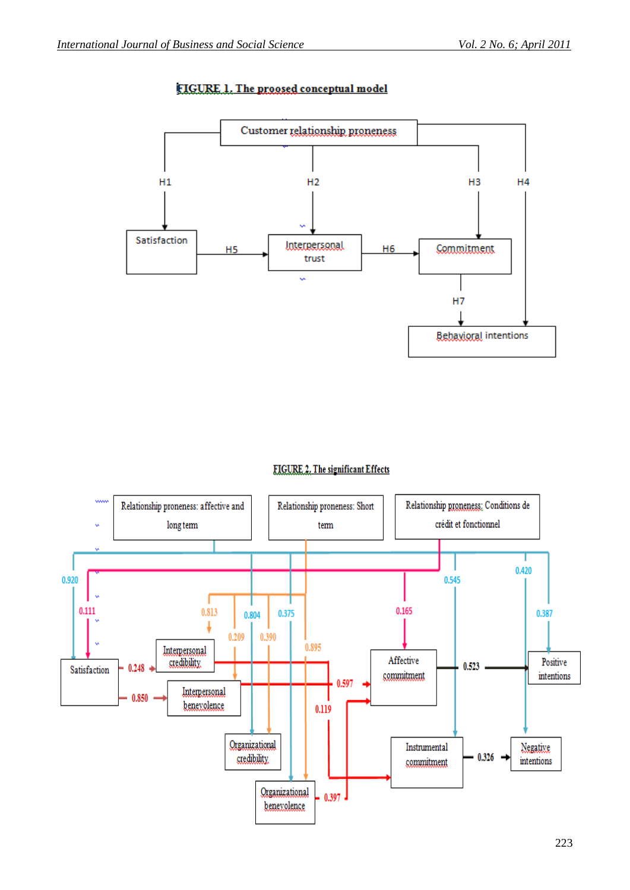FIGURE 1. The proosed conceptual model

Customer relationship proneness

H1

H2

H3

H4

Satisfaction

H5

Interpersonal trust

H6

Commitment

H7

Behavioral intentions

FIGURE 2. The significant Effects

Relationship proneness: affective and long term

Relationship proneness: Short term

Relationship proneness: Conditions de crédit et fonctionnel

0.920

0.111

0.813

0.804

0.375

0.165

0.545

0.420

0.387

0.209

0.390

0.895

Satisfaction

0.248

Interpersonal credibility

0.850

Interpersonal benevolence

0.597

0.119

Affective commitment

0.523

Positive intentions

Organizational credibility

Organizational benevolence

0.397

Instrumental commitment

0.326

Negative intentions